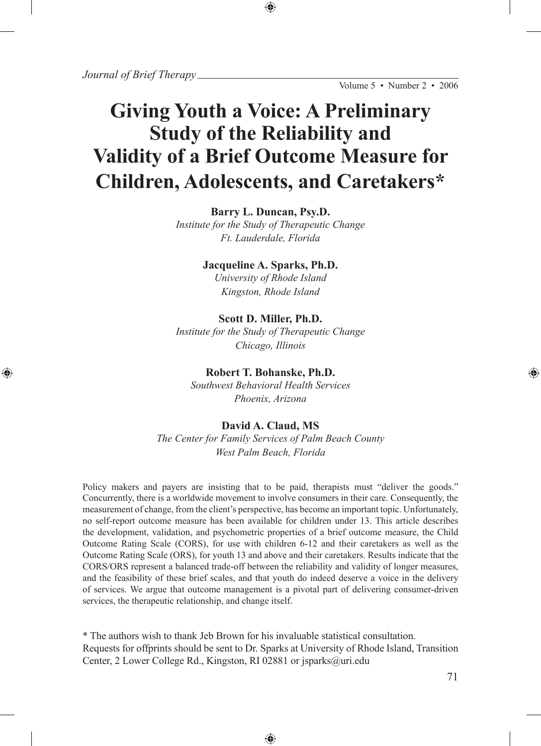# Giving Youth a Voice: A Preliminary Study of the Reliability and Validity of a Brief Outcome Measure for Children, Adolescents, and Caretakers*

**Barry L. Duncan, Psy.D.**
*Institute for the Study of Therapeutic Change*
*Ft. Lauderdale, Florida*

**Jacqueline A. Sparks, Ph.D.**
*University of Rhode Island*
*Kingston, Rhode Island*

**Scott D. Miller, Ph.D.**
*Institute for the Study of Therapeutic Change*
*Chicago, Illinois*

**Robert T. Bohanske, Ph.D.**
*Southwest Behavioral Health Services*
*Phoenix, Arizona*

**David A. Claud, MS**
*The Center for Family Services of Palm Beach County*
*West Palm Beach, Florida*

Policy makers and payers are insisting that to be paid, therapists must "deliver the goods." Concurrently, there is a worldwide movement to involve consumers in their care. Consequently, the measurement of change, from the client's perspective, has become an important topic. Unfortunately, no self-report outcome measure has been available for children under 13. This article describes the development, validation, and psychometric properties of a brief outcome measure, the Child Outcome Rating Scale (CORS), for use with children 6-12 and their caretakers as well as the Outcome Rating Scale (ORS), for youth 13 and above and their caretakers. Results indicate that the CORS/ORS represent a balanced trade-off between the reliability and validity of longer measures, and the feasibility of these brief scales, and that youth do indeed deserve a voice in the delivery of services. We argue that outcome management is a pivotal part of delivering consumer-driven services, the therapeutic relationship, and change itself.

* The authors wish to thank Jeb Brown for his invaluable statistical consultation.
Requests for offprints should be sent to Dr. Sparks at University of Rhode Island, Transition Center, 2 Lower College Rd., Kingston, RI 02881 or jsparks@uri.edu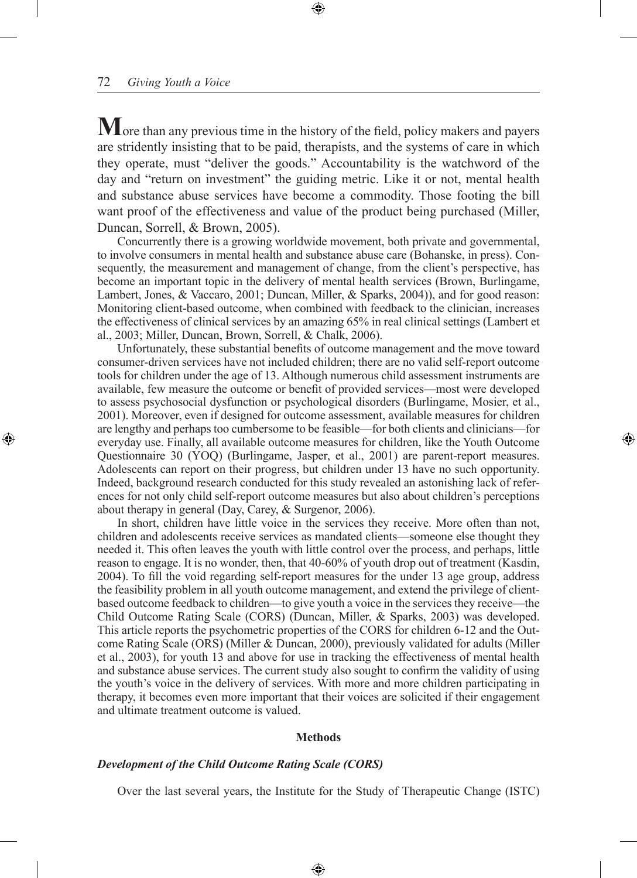**M**ore than any previous time in the history of the field, policy makers and payers are stridently insisting that to be paid, therapists, and the systems of care in which they operate, must "deliver the goods." Accountability is the watchword of the day and "return on investment" the guiding metric. Like it or not, mental health and substance abuse services have become a commodity. Those footing the bill want proof of the effectiveness and value of the product being purchased (Miller, Duncan, Sorrell, & Brown, 2005).

Concurrently there is a growing worldwide movement, both private and governmental, to involve consumers in mental health and substance abuse care (Bohanske, in press). Consequently, the measurement and management of change, from the client's perspective, has become an important topic in the delivery of mental health services (Brown, Burlingame, Lambert, Jones, & Vaccaro, 2001; Duncan, Miller, & Sparks, 2004)), and for good reason: Monitoring client-based outcome, when combined with feedback to the clinician, increases the effectiveness of clinical services by an amazing 65% in real clinical settings (Lambert et al., 2003; Miller, Duncan, Brown, Sorrell, & Chalk, 2006).

Unfortunately, these substantial benefits of outcome management and the move toward consumer-driven services have not included children; there are no valid self-report outcome tools for children under the age of 13. Although numerous child assessment instruments are available, few measure the outcome or benefit of provided services—most were developed to assess psychosocial dysfunction or psychological disorders (Burlingame, Mosier, et al., 2001). Moreover, even if designed for outcome assessment, available measures for children are lengthy and perhaps too cumbersome to be feasible—for both clients and clinicians—for everyday use. Finally, all available outcome measures for children, like the Youth Outcome Questionnaire 30 (YOQ) (Burlingame, Jasper, et al., 2001) are parent-report measures. Adolescents can report on their progress, but children under 13 have no such opportunity. Indeed, background research conducted for this study revealed an astonishing lack of references for not only child self-report outcome measures but also about children's perceptions about therapy in general (Day, Carey, & Surgenor, 2006).

In short, children have little voice in the services they receive. More often than not, children and adolescents receive services as mandated clients—someone else thought they needed it. This often leaves the youth with little control over the process, and perhaps, little reason to engage. It is no wonder, then, that 40-60% of youth drop out of treatment (Kasdin, 2004). To fill the void regarding self-report measures for the under 13 age group, address the feasibility problem in all youth outcome management, and extend the privilege of client-based outcome feedback to children—to give youth a voice in the services they receive—the Child Outcome Rating Scale (CORS) (Duncan, Miller, & Sparks, 2003) was developed. This article reports the psychometric properties of the CORS for children 6-12 and the Outcome Rating Scale (ORS) (Miller & Duncan, 2000), previously validated for adults (Miller et al., 2003), for youth 13 and above for use in tracking the effectiveness of mental health and substance abuse services. The current study also sought to confirm the validity of using the youth's voice in the delivery of services. With more and more children participating in therapy, it becomes even more important that their voices are solicited if their engagement and ultimate treatment outcome is valued.

## Methods

### *Development of the Child Outcome Rating Scale (CORS)*

Over the last several years, the Institute for the Study of Therapeutic Change (ISTC)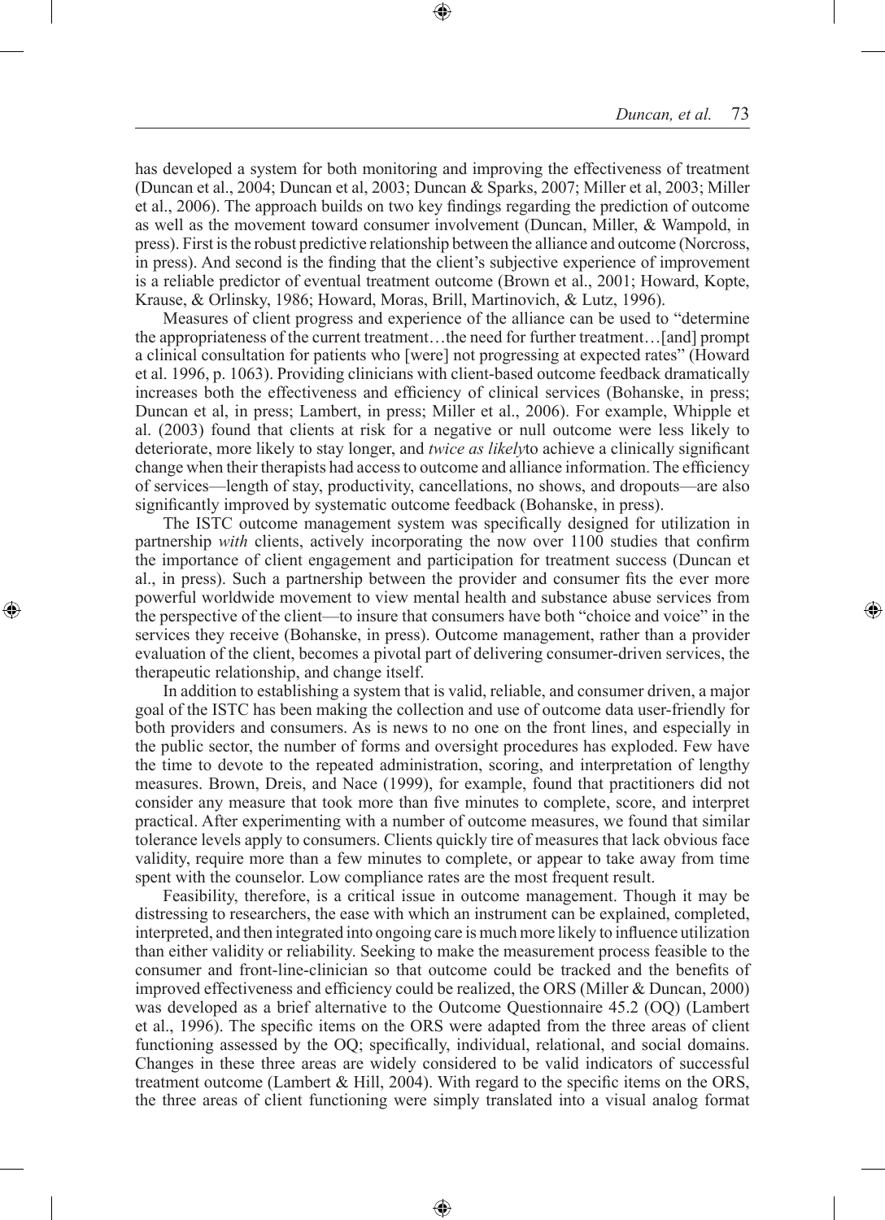has developed a system for both monitoring and improving the effectiveness of treatment (Duncan et al., 2004; Duncan et al, 2003; Duncan & Sparks, 2007; Miller et al, 2003; Miller et al., 2006). The approach builds on two key findings regarding the prediction of outcome as well as the movement toward consumer involvement (Duncan, Miller, & Wampold, in press). First is the robust predictive relationship between the alliance and outcome (Norcross, in press). And second is the finding that the client's subjective experience of improvement is a reliable predictor of eventual treatment outcome (Brown et al., 2001; Howard, Kopte, Krause, & Orlinsky, 1986; Howard, Moras, Brill, Martinovich, & Lutz, 1996).

Measures of client progress and experience of the alliance can be used to "determine the appropriateness of the current treatment…the need for further treatment…[and] prompt a clinical consultation for patients who [were] not progressing at expected rates" (Howard et al. 1996, p. 1063). Providing clinicians with client-based outcome feedback dramatically increases both the effectiveness and efficiency of clinical services (Bohanske, in press; Duncan et al, in press; Lambert, in press; Miller et al., 2006). For example, Whipple et al. (2003) found that clients at risk for a negative or null outcome were less likely to deteriorate, more likely to stay longer, and *twice as likely*to achieve a clinically significant change when their therapists had access to outcome and alliance information. The efficiency of services—length of stay, productivity, cancellations, no shows, and dropouts—are also significantly improved by systematic outcome feedback (Bohanske, in press).

The ISTC outcome management system was specifically designed for utilization in partnership *with* clients, actively incorporating the now over 1100 studies that confirm the importance of client engagement and participation for treatment success (Duncan et al., in press). Such a partnership between the provider and consumer fits the ever more powerful worldwide movement to view mental health and substance abuse services from the perspective of the client—to insure that consumers have both "choice and voice" in the services they receive (Bohanske, in press). Outcome management, rather than a provider evaluation of the client, becomes a pivotal part of delivering consumer-driven services, the therapeutic relationship, and change itself.

In addition to establishing a system that is valid, reliable, and consumer driven, a major goal of the ISTC has been making the collection and use of outcome data user-friendly for both providers and consumers. As is news to no one on the front lines, and especially in the public sector, the number of forms and oversight procedures has exploded. Few have the time to devote to the repeated administration, scoring, and interpretation of lengthy measures. Brown, Dreis, and Nace (1999), for example, found that practitioners did not consider any measure that took more than five minutes to complete, score, and interpret practical. After experimenting with a number of outcome measures, we found that similar tolerance levels apply to consumers. Clients quickly tire of measures that lack obvious face validity, require more than a few minutes to complete, or appear to take away from time spent with the counselor. Low compliance rates are the most frequent result.

Feasibility, therefore, is a critical issue in outcome management. Though it may be distressing to researchers, the ease with which an instrument can be explained, completed, interpreted, and then integrated into ongoing care is much more likely to influence utilization than either validity or reliability. Seeking to make the measurement process feasible to the consumer and front-line-clinician so that outcome could be tracked and the benefits of improved effectiveness and efficiency could be realized, the ORS (Miller & Duncan, 2000) was developed as a brief alternative to the Outcome Questionnaire 45.2 (OQ) (Lambert et al., 1996). The specific items on the ORS were adapted from the three areas of client functioning assessed by the OQ; specifically, individual, relational, and social domains. Changes in these three areas are widely considered to be valid indicators of successful treatment outcome (Lambert & Hill, 2004). With regard to the specific items on the ORS, the three areas of client functioning were simply translated into a visual analog format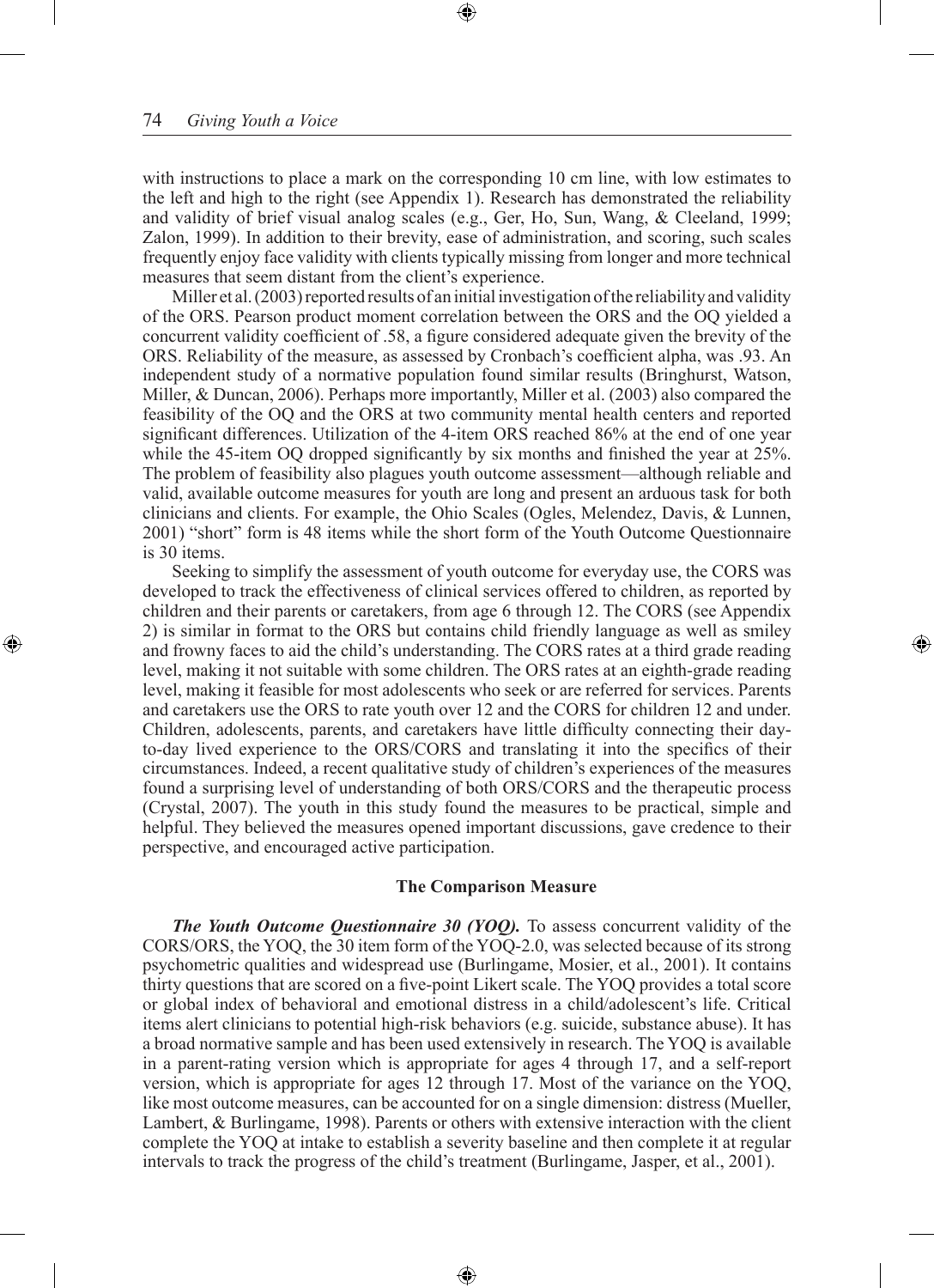with instructions to place a mark on the corresponding 10 cm line, with low estimates to the left and high to the right (see Appendix 1). Research has demonstrated the reliability and validity of brief visual analog scales (e.g., Ger, Ho, Sun, Wang, & Cleeland, 1999; Zalon, 1999). In addition to their brevity, ease of administration, and scoring, such scales frequently enjoy face validity with clients typically missing from longer and more technical measures that seem distant from the client's experience.

Miller et al. (2003) reported results of an initial investigation of the reliability and validity of the ORS. Pearson product moment correlation between the ORS and the OQ yielded a concurrent validity coefficient of .58, a figure considered adequate given the brevity of the ORS. Reliability of the measure, as assessed by Cronbach's coefficient alpha, was .93. An independent study of a normative population found similar results (Bringhurst, Watson, Miller, & Duncan, 2006). Perhaps more importantly, Miller et al. (2003) also compared the feasibility of the OQ and the ORS at two community mental health centers and reported significant differences. Utilization of the 4-item ORS reached 86% at the end of one year while the 45-item OQ dropped significantly by six months and finished the year at 25%. The problem of feasibility also plagues youth outcome assessment—although reliable and valid, available outcome measures for youth are long and present an arduous task for both clinicians and clients. For example, the Ohio Scales (Ogles, Melendez, Davis, & Lunnen, 2001) "short" form is 48 items while the short form of the Youth Outcome Questionnaire is 30 items.

Seeking to simplify the assessment of youth outcome for everyday use, the CORS was developed to track the effectiveness of clinical services offered to children, as reported by children and their parents or caretakers, from age 6 through 12. The CORS (see Appendix 2) is similar in format to the ORS but contains child friendly language as well as smiley and frowny faces to aid the child's understanding. The CORS rates at a third grade reading level, making it not suitable with some children. The ORS rates at an eighth-grade reading level, making it feasible for most adolescents who seek or are referred for services. Parents and caretakers use the ORS to rate youth over 12 and the CORS for children 12 and under. Children, adolescents, parents, and caretakers have little difficulty connecting their day-to-day lived experience to the ORS/CORS and translating it into the specifics of their circumstances. Indeed, a recent qualitative study of children's experiences of the measures found a surprising level of understanding of both ORS/CORS and the therapeutic process (Crystal, 2007). The youth in this study found the measures to be practical, simple and helpful. They believed the measures opened important discussions, gave credence to their perspective, and encouraged active participation.

## The Comparison Measure

***The Youth Outcome Questionnaire 30 (YOQ).*** To assess concurrent validity of the CORS/ORS, the YOQ, the 30 item form of the YOQ-2.0, was selected because of its strong psychometric qualities and widespread use (Burlingame, Mosier, et al., 2001). It contains thirty questions that are scored on a five-point Likert scale. The YOQ provides a total score or global index of behavioral and emotional distress in a child/adolescent's life. Critical items alert clinicians to potential high-risk behaviors (e.g. suicide, substance abuse). It has a broad normative sample and has been used extensively in research. The YOQ is available in a parent-rating version which is appropriate for ages 4 through 17, and a self-report version, which is appropriate for ages 12 through 17. Most of the variance on the YOQ, like most outcome measures, can be accounted for on a single dimension: distress (Mueller, Lambert, & Burlingame, 1998). Parents or others with extensive interaction with the client complete the YOQ at intake to establish a severity baseline and then complete it at regular intervals to track the progress of the child's treatment (Burlingame, Jasper, et al., 2001).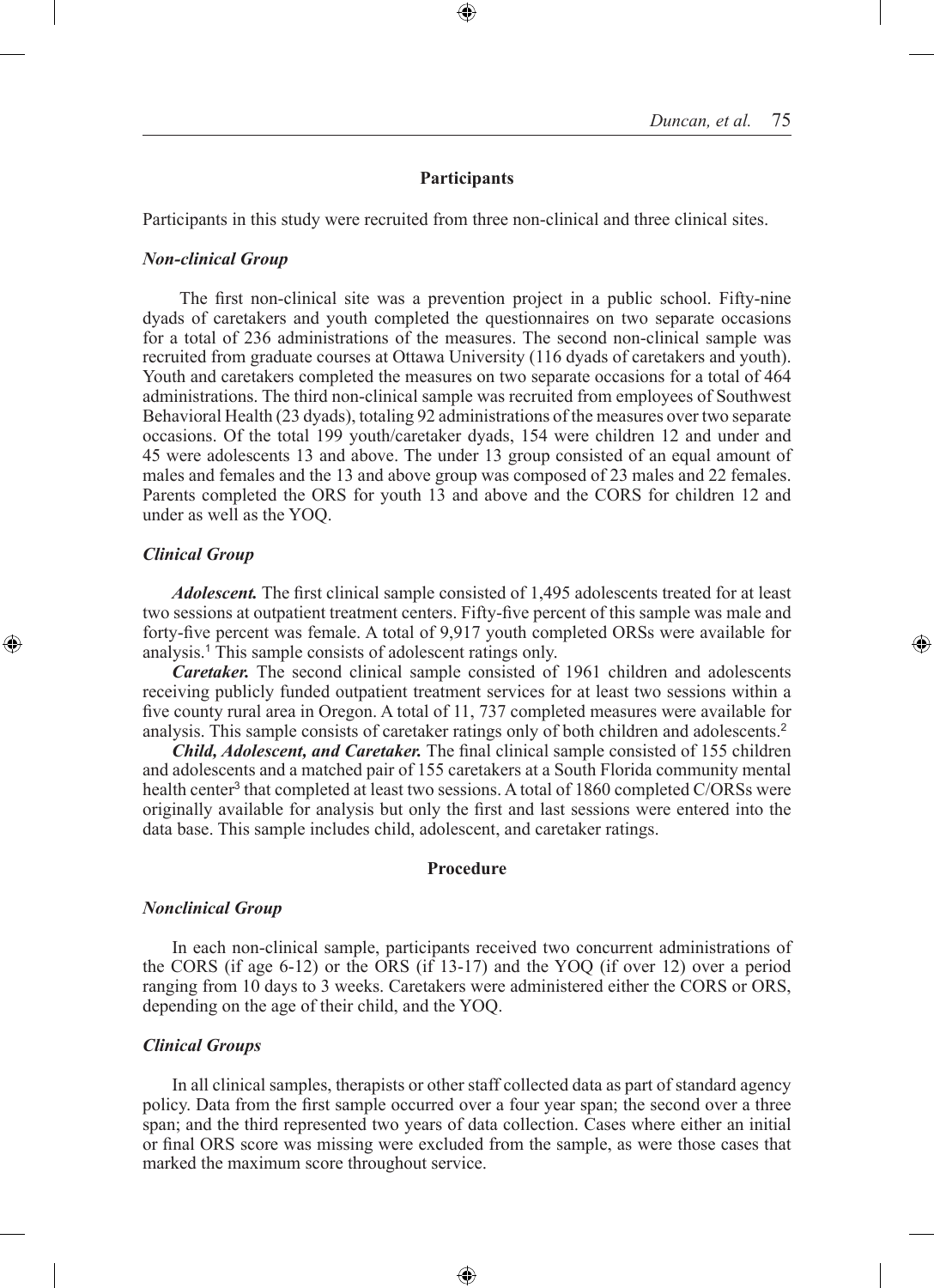## Participants

Participants in this study were recruited from three non-clinical and three clinical sites.

### *Non-clinical Group*

The first non-clinical site was a prevention project in a public school. Fifty-nine dyads of caretakers and youth completed the questionnaires on two separate occasions for a total of 236 administrations of the measures. The second non-clinical sample was recruited from graduate courses at Ottawa University (116 dyads of caretakers and youth). Youth and caretakers completed the measures on two separate occasions for a total of 464 administrations. The third non-clinical sample was recruited from employees of Southwest Behavioral Health (23 dyads), totaling 92 administrations of the measures over two separate occasions. Of the total 199 youth/caretaker dyads, 154 were children 12 and under and 45 were adolescents 13 and above. The under 13 group consisted of an equal amount of males and females and the 13 and above group was composed of 23 males and 22 females. Parents completed the ORS for youth 13 and above and the CORS for children 12 and under as well as the YOQ.

### *Clinical Group*

***Adolescent.*** The first clinical sample consisted of 1,495 adolescents treated for at least two sessions at outpatient treatment centers. Fifty-five percent of this sample was male and forty-five percent was female. A total of 9,917 youth completed ORSs were available for analysis.[1] This sample consists of adolescent ratings only.

***Caretaker.*** The second clinical sample consisted of 1961 children and adolescents receiving publicly funded outpatient treatment services for at least two sessions within a five county rural area in Oregon. A total of 11, 737 completed measures were available for analysis. This sample consists of caretaker ratings only of both children and adolescents.[2]

***Child, Adolescent, and Caretaker.*** The final clinical sample consisted of 155 children and adolescents and a matched pair of 155 caretakers at a South Florida community mental health center[3] that completed at least two sessions. A total of 1860 completed C/ORSs were originally available for analysis but only the first and last sessions were entered into the data base. This sample includes child, adolescent, and caretaker ratings.

## Procedure

### *Nonclinical Group*

In each non-clinical sample, participants received two concurrent administrations of the CORS (if age 6-12) or the ORS (if 13-17) and the YOQ (if over 12) over a period ranging from 10 days to 3 weeks. Caretakers were administered either the CORS or ORS, depending on the age of their child, and the YOQ.

### *Clinical Groups*

In all clinical samples, therapists or other staff collected data as part of standard agency policy. Data from the first sample occurred over a four year span; the second over a three span; and the third represented two years of data collection. Cases where either an initial or final ORS score was missing were excluded from the sample, as were those cases that marked the maximum score throughout service.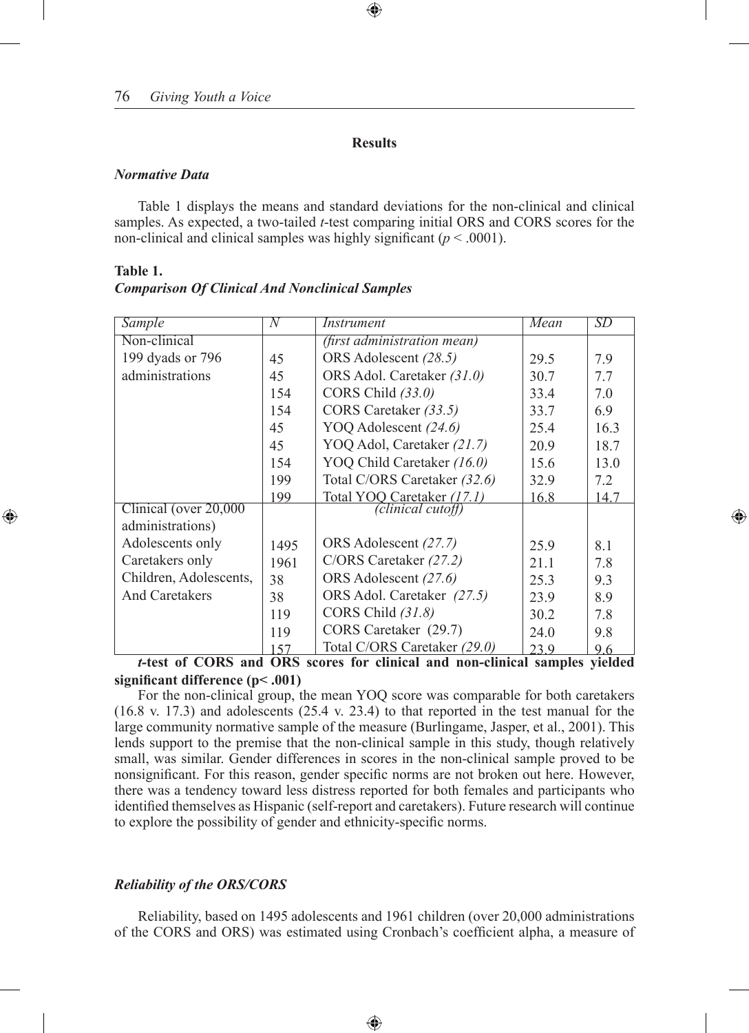## Results

### *Normative Data*

Table 1 displays the means and standard deviations for the non-clinical and clinical samples. As expected, a two-tailed *t*-test comparing initial ORS and CORS scores for the non-clinical and clinical samples was highly significant ($p < .0001$).

**Table 1.**
***Comparison Of Clinical And Nonclinical Samples***

| *Sample* | *N* | *Instrument* | *Mean* | *SD* |
|---|---|---|---|---|
| Non-clinical | | *(first administration mean)* | | |
| 199 dyads or 796 | 45 | ORS Adolescent *(28.5)* | 29.5 | 7.9 |
| administrations | 45 | ORS Adol. Caretaker *(31.0)* | 30.7 | 7.7 |
| | 154 | CORS Child *(33.0)* | 33.4 | 7.0 |
| | 154 | CORS Caretaker *(33.5)* | 33.7 | 6.9 |
| | 45 | YOQ Adolescent *(24.6)* | 25.4 | 16.3 |
| | 45 | YOQ Adol, Caretaker *(21.7)* | 20.9 | 18.7 |
| | 154 | YOQ Child Caretaker *(16.0)* | 15.6 | 13.0 |
| | 199 | Total C/ORS Caretaker *(32.6)* | 32.9 | 7.2 |
| | 199 | Total YOQ Caretaker *(17.1)* | 16.8 | 14.7 |
| Clinical (over 20,000 administrations) | | *(clinical cutoff)* | | |
| Adolescents only | 1495 | ORS Adolescent *(27.7)* | 25.9 | 8.1 |
| Caretakers only | 1961 | C/ORS Caretaker *(27.2)* | 21.1 | 7.8 |
| Children, Adolescents, | 38 | ORS Adolescent *(27.6)* | 25.3 | 9.3 |
| And Caretakers | 38 | ORS Adol. Caretaker *(27.5)* | 23.9 | 8.9 |
| | 119 | CORS Child *(31.8)* | 30.2 | 7.8 |
| | 119 | CORS Caretaker (29.7) | 24.0 | 9.8 |
| | 157 | Total C/ORS Caretaker *(29.0)* | 23.9 | 9.6 |

***t*-test of CORS and ORS scores for clinical and non-clinical samples yielded significant difference ($p < .001$)**

For the non-clinical group, the mean YOQ score was comparable for both caretakers (16.8 v. 17.3) and adolescents (25.4 v. 23.4) to that reported in the test manual for the large community normative sample of the measure (Burlingame, Jasper, et al., 2001). This lends support to the premise that the non-clinical sample in this study, though relatively small, was similar. Gender differences in scores in the non-clinical sample proved to be nonsignificant. For this reason, gender specific norms are not broken out here. However, there was a tendency toward less distress reported for both females and participants who identified themselves as Hispanic (self-report and caretakers). Future research will continue to explore the possibility of gender and ethnicity-specific norms.

### *Reliability of the ORS/CORS*

Reliability, based on 1495 adolescents and 1961 children (over 20,000 administrations of the CORS and ORS) was estimated using Cronbach's coefficient alpha, a measure of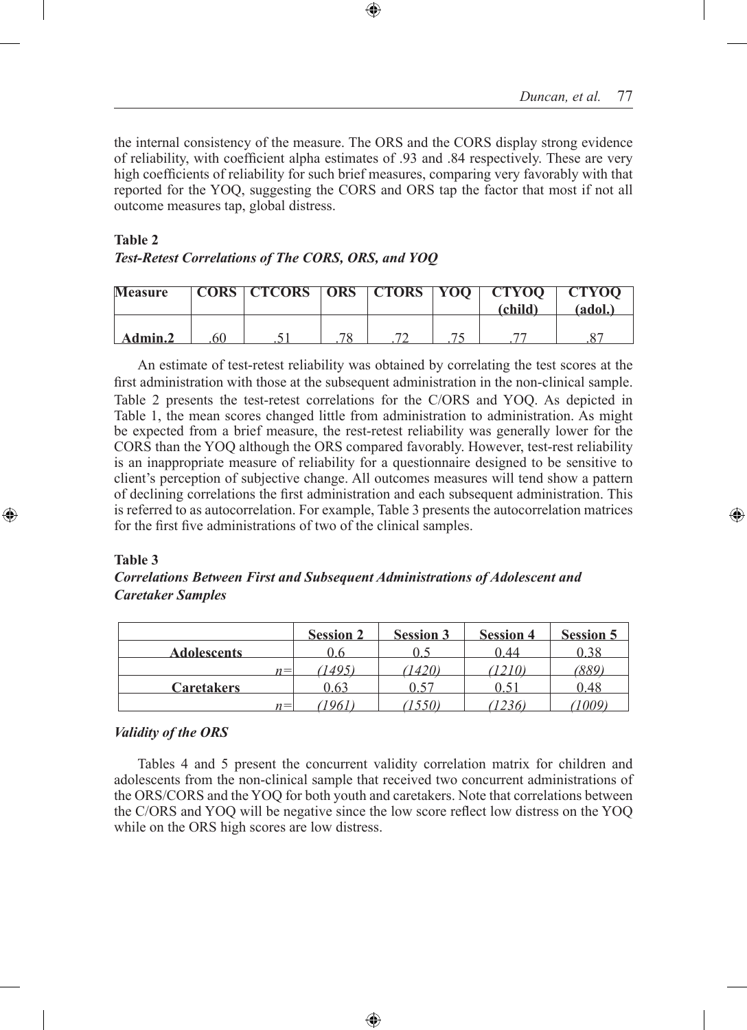the internal consistency of the measure. The ORS and the CORS display strong evidence of reliability, with coefficient alpha estimates of .93 and .84 respectively. These are very high coefficients of reliability for such brief measures, comparing very favorably with that reported for the YOQ, suggesting the CORS and ORS tap the factor that most if not all outcome measures tap, global distress.

**Table 2**
***Test-Retest Correlations of The CORS, ORS, and YOQ***

| Measure | CORS | CTCORS | ORS | CTORS | YOQ | CTYOQ (child) | CTYOQ (adol.) |
|---|---|---|---|---|---|---|---|
| Admin.2 | .60 | .51 | .78 | .72 | .75 | .77 | .87 |

An estimate of test-retest reliability was obtained by correlating the test scores at the first administration with those at the subsequent administration in the non-clinical sample. Table 2 presents the test-retest correlations for the C/ORS and YOQ. As depicted in Table 1, the mean scores changed little from administration to administration. As might be expected from a brief measure, the rest-retest reliability was generally lower for the CORS than the YOQ although the ORS compared favorably. However, test-rest reliability is an inappropriate measure of reliability for a questionnaire designed to be sensitive to client's perception of subjective change. All outcomes measures will tend show a pattern of declining correlations the first administration and each subsequent administration. This is referred to as autocorrelation. For example, Table 3 presents the autocorrelation matrices for the first five administrations of two of the clinical samples.

**Table 3**
***Correlations Between First and Subsequent Administrations of Adolescent and Caretaker Samples***

| | Session 2 | Session 3 | Session 4 | Session 5 |
|---|---|---|---|---|
| **Adolescents** | 0.6 | 0.5 | 0.44 | 0.38 |
| *n=* | *(1495)* | *(1420)* | *(1210)* | *(889)* |
| **Caretakers** | 0.63 | 0.57 | 0.51 | 0.48 |
| *n=* | *(1961)* | *(1550)* | *(1236)* | *(1009)* |

### *Validity of the ORS*

Tables 4 and 5 present the concurrent validity correlation matrix for children and adolescents from the non-clinical sample that received two concurrent administrations of the ORS/CORS and the YOQ for both youth and caretakers. Note that correlations between the C/ORS and YOQ will be negative since the low score reflect low distress on the YOQ while on the ORS high scores are low distress.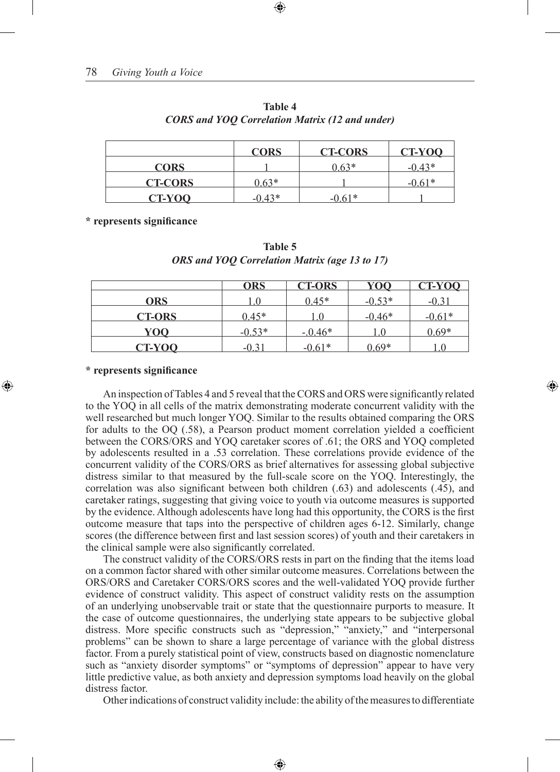**Table 4**
***CORS and YOQ Correlation Matrix (12 and under)***

| | CORS | CT-CORS | CT-YOQ |
|---|---|---|---|
| **CORS** | 1 | 0.63* | -0.43* |
| **CT-CORS** | 0.63* | 1 | -0.61* |
| **CT-YOQ** | -0.43* | -0.61* | 1 |

**\* represents significance**

**Table 5**
***ORS and YOQ Correlation Matrix (age 13 to 17)***

| | ORS | CT-ORS | YOQ | CT-YOQ |
|---|---|---|---|---|
| **ORS** | 1.0 | 0.45* | -0.53* | -0.31 |
| **CT-ORS** | 0.45* | 1.0 | -0.46* | -0.61* |
| **YOQ** | -0.53* | -.0.46* | 1.0 | 0.69* |
| **CT-YOQ** | -0.31 | -0.61* | 0.69* | 1.0 |

**\* represents significance**

An inspection of Tables 4 and 5 reveal that the CORS and ORS were significantly related to the YOQ in all cells of the matrix demonstrating moderate concurrent validity with the well researched but much longer YOQ. Similar to the results obtained comparing the ORS for adults to the OQ (.58), a Pearson product moment correlation yielded a coefficient between the CORS/ORS and YOQ caretaker scores of .61; the ORS and YOQ completed by adolescents resulted in a .53 correlation. These correlations provide evidence of the concurrent validity of the CORS/ORS as brief alternatives for assessing global subjective distress similar to that measured by the full-scale score on the YOQ. Interestingly, the correlation was also significant between both children (.63) and adolescents (.45), and caretaker ratings, suggesting that giving voice to youth via outcome measures is supported by the evidence. Although adolescents have long had this opportunity, the CORS is the first outcome measure that taps into the perspective of children ages 6-12. Similarly, change scores (the difference between first and last session scores) of youth and their caretakers in the clinical sample were also significantly correlated.

The construct validity of the CORS/ORS rests in part on the finding that the items load on a common factor shared with other similar outcome measures. Correlations between the ORS/ORS and Caretaker CORS/ORS scores and the well-validated YOQ provide further evidence of construct validity. This aspect of construct validity rests on the assumption of an underlying unobservable trait or state that the questionnaire purports to measure. It the case of outcome questionnaires, the underlying state appears to be subjective global distress. More specific constructs such as "depression," "anxiety," and "interpersonal problems" can be shown to share a large percentage of variance with the global distress factor. From a purely statistical point of view, constructs based on diagnostic nomenclature such as "anxiety disorder symptoms" or "symptoms of depression" appear to have very little predictive value, as both anxiety and depression symptoms load heavily on the global distress factor.

Other indications of construct validity include: the ability of the measures to differentiate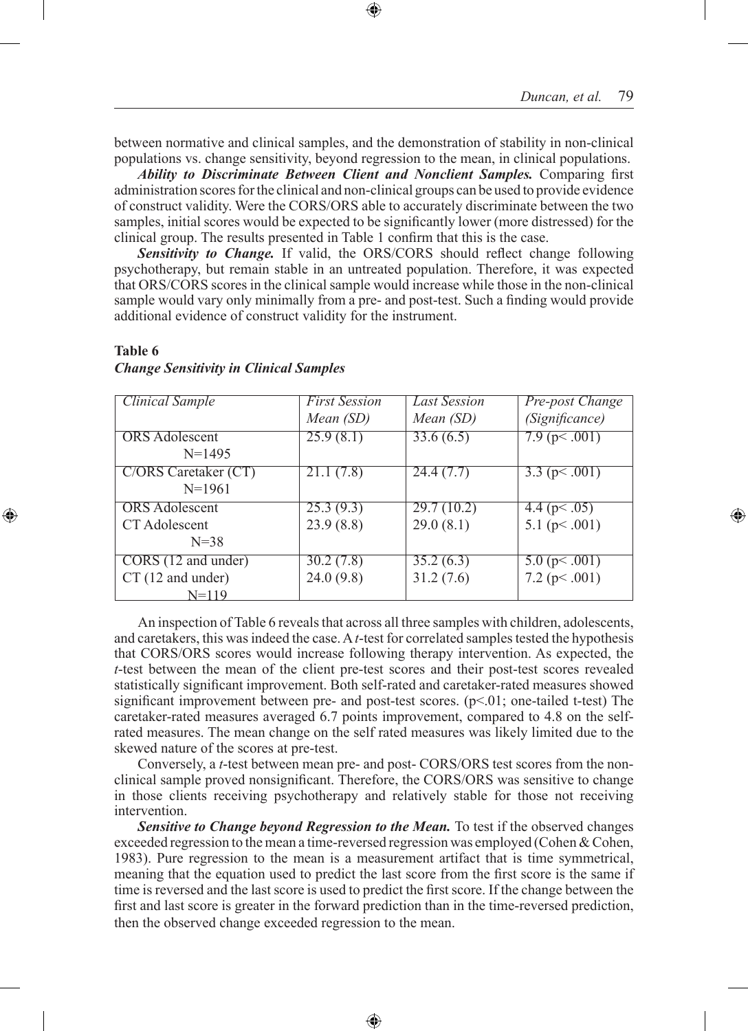between normative and clinical samples, and the demonstration of stability in non-clinical populations vs. change sensitivity, beyond regression to the mean, in clinical populations.

***Ability to Discriminate Between Client and Nonclient Samples.*** Comparing first administration scores for the clinical and non-clinical groups can be used to provide evidence of construct validity. Were the CORS/ORS able to accurately discriminate between the two samples, initial scores would be expected to be significantly lower (more distressed) for the clinical group. The results presented in Table 1 confirm that this is the case.

***Sensitivity to Change.*** If valid, the ORS/CORS should reflect change following psychotherapy, but remain stable in an untreated population. Therefore, it was expected that ORS/CORS scores in the clinical sample would increase while those in the non-clinical sample would vary only minimally from a pre- and post-test. Such a finding would provide additional evidence of construct validity for the instrument.

**Table 6**
***Change Sensitivity in Clinical Samples***

| *Clinical Sample* | *First Session Mean (SD)* | *Last Session Mean (SD)* | *Pre-post Change (Significance)* |
|---|---|---|---|
| ORS Adolescent N=1495 | 25.9 (8.1) | 33.6 (6.5) | 7.9 (p< .001) |
| C/ORS Caretaker (CT) N=1961 | 21.1 (7.8) | 24.4 (7.7) | 3.3 (p< .001) |
| ORS Adolescent<br>CT Adolescent<br>N=38 | 25.3 (9.3)<br>23.9 (8.8) | 29.7 (10.2)<br>29.0 (8.1) | 4.4 (p< .05)<br>5.1 (p< .001) |
| CORS (12 and under)<br>CT (12 and under)<br>N=119 | 30.2 (7.8)<br>24.0 (9.8) | 35.2 (6.3)<br>31.2 (7.6) | 5.0 (p< .001)<br>7.2 (p< .001) |

An inspection of Table 6 reveals that across all three samples with children, adolescents, and caretakers, this was indeed the case. A *t*-test for correlated samples tested the hypothesis that CORS/ORS scores would increase following therapy intervention. As expected, the *t*-test between the mean of the client pre-test scores and their post-test scores revealed statistically significant improvement. Both self-rated and caretaker-rated measures showed significant improvement between pre- and post-test scores. ($p<.01$; one-tailed t-test) The caretaker-rated measures averaged 6.7 points improvement, compared to 4.8 on the self-rated measures. The mean change on the self rated measures was likely limited due to the skewed nature of the scores at pre-test.

Conversely, a *t*-test between mean pre- and post- CORS/ORS test scores from the non-clinical sample proved nonsignificant. Therefore, the CORS/ORS was sensitive to change in those clients receiving psychotherapy and relatively stable for those not receiving intervention.

***Sensitive to Change beyond Regression to the Mean.*** To test if the observed changes exceeded regression to the mean a time-reversed regression was employed (Cohen & Cohen, 1983). Pure regression to the mean is a measurement artifact that is time symmetrical, meaning that the equation used to predict the last score from the first score is the same if time is reversed and the last score is used to predict the first score. If the change between the first and last score is greater in the forward prediction than in the time-reversed prediction, then the observed change exceeded regression to the mean.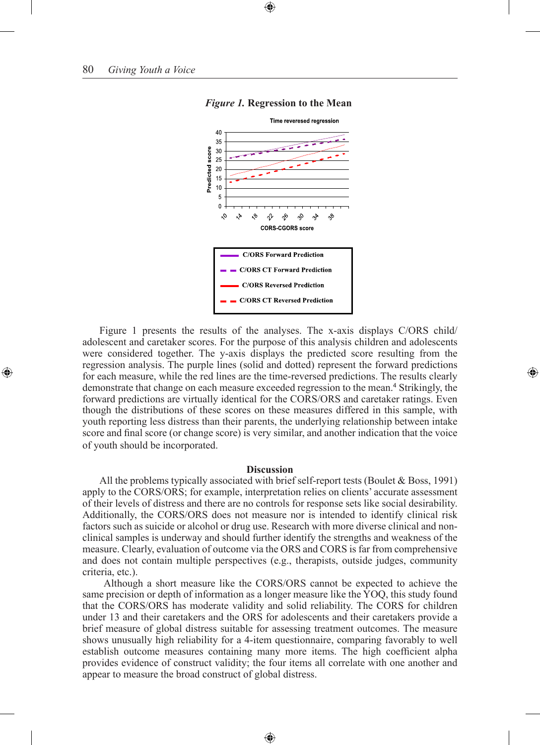*Figure 1.* **Regression to the Mean**

Time revereesed regression

| C/ORS Forward Prediction |
|---|
| C/ORS CT Forward Prediction |
| C/ORS Reversed Prediction |
| C/ORS CT Reversed Prediction |

Figure 1 presents the results of the analyses. The x-axis displays C/ORS child/adolescent and caretaker scores. For the purpose of this analysis children and adolescents were considered together. The y-axis displays the predicted score resulting from the regression analysis. The purple lines (solid and dotted) represent the forward predictions for each measure, while the red lines are the time-reversed predictions. The results clearly demonstrate that change on each measure exceeded regression to the mean.[4] Strikingly, the forward predictions are virtually identical for the CORS/ORS and caretaker ratings. Even though the distributions of these scores on these measures differed in this sample, with youth reporting less distress than their parents, the underlying relationship between intake score and final score (or change score) is very similar, and another indication that the voice of youth should be incorporated.

## Discussion

All the problems typically associated with brief self-report tests (Boulet & Boss, 1991) apply to the CORS/ORS; for example, interpretation relies on clients' accurate assessment of their levels of distress and there are no controls for response sets like social desirability. Additionally, the CORS/ORS does not measure nor is intended to identify clinical risk factors such as suicide or alcohol or drug use. Research with more diverse clinical and non-clinical samples is underway and should further identify the strengths and weakness of the measure. Clearly, evaluation of outcome via the ORS and CORS is far from comprehensive and does not contain multiple perspectives (e.g., therapists, outside judges, community criteria, etc.).

Although a short measure like the CORS/ORS cannot be expected to achieve the same precision or depth of information as a longer measure like the YOQ, this study found that the CORS/ORS has moderate validity and solid reliability. The CORS for children under 13 and their caretakers and the ORS for adolescents and their caretakers provide a brief measure of global distress suitable for assessing treatment outcomes. The measure shows unusually high reliability for a 4-item questionnaire, comparing favorably to well establish outcome measures containing many more items. The high coefficient alpha provides evidence of construct validity; the four items all correlate with one another and appear to measure the broad construct of global distress.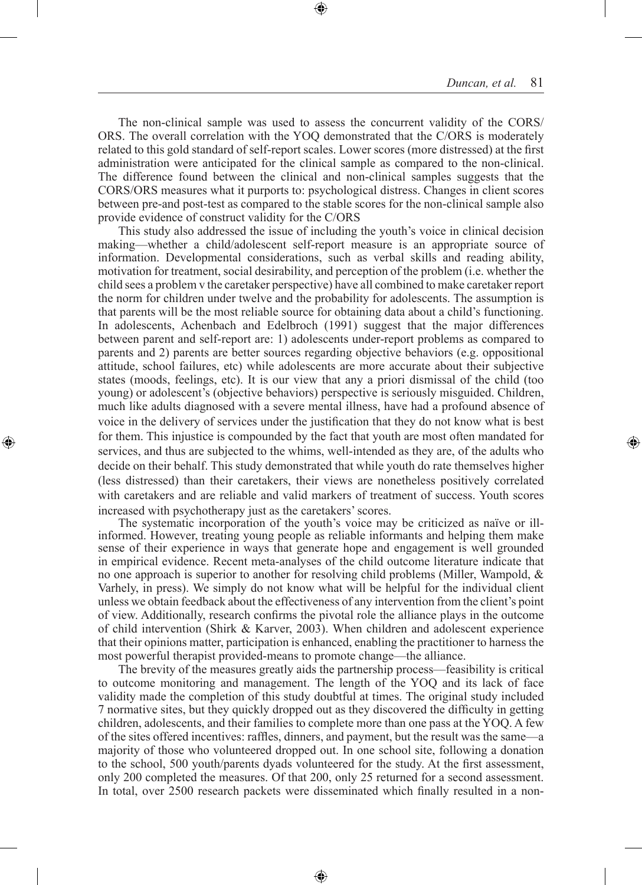The non-clinical sample was used to assess the concurrent validity of the CORS/ ORS. The overall correlation with the YOQ demonstrated that the C/ORS is moderately related to this gold standard of self-report scales. Lower scores (more distressed) at the first administration were anticipated for the clinical sample as compared to the non-clinical. The difference found between the clinical and non-clinical samples suggests that the CORS/ORS measures what it purports to: psychological distress. Changes in client scores between pre-and post-test as compared to the stable scores for the non-clinical sample also provide evidence of construct validity for the C/ORS

This study also addressed the issue of including the youth's voice in clinical decision making—whether a child/adolescent self-report measure is an appropriate source of information. Developmental considerations, such as verbal skills and reading ability, motivation for treatment, social desirability, and perception of the problem (i.e. whether the child sees a problem v the caretaker perspective) have all combined to make caretaker report the norm for children under twelve and the probability for adolescents. The assumption is that parents will be the most reliable source for obtaining data about a child's functioning. In adolescents, Achenbach and Edelbroch (1991) suggest that the major differences between parent and self-report are: 1) adolescents under-report problems as compared to parents and 2) parents are better sources regarding objective behaviors (e.g. oppositional attitude, school failures, etc) while adolescents are more accurate about their subjective states (moods, feelings, etc). It is our view that any a priori dismissal of the child (too young) or adolescent's (objective behaviors) perspective is seriously misguided. Children, much like adults diagnosed with a severe mental illness, have had a profound absence of voice in the delivery of services under the justification that they do not know what is best for them. This injustice is compounded by the fact that youth are most often mandated for services, and thus are subjected to the whims, well-intended as they are, of the adults who decide on their behalf. This study demonstrated that while youth do rate themselves higher (less distressed) than their caretakers, their views are nonetheless positively correlated with caretakers and are reliable and valid markers of treatment of success. Youth scores increased with psychotherapy just as the caretakers' scores.

The systematic incorporation of the youth's voice may be criticized as naïve or ill-informed. However, treating young people as reliable informants and helping them make sense of their experience in ways that generate hope and engagement is well grounded in empirical evidence. Recent meta-analyses of the child outcome literature indicate that no one approach is superior to another for resolving child problems (Miller, Wampold, & Varhely, in press). We simply do not know what will be helpful for the individual client unless we obtain feedback about the effectiveness of any intervention from the client's point of view. Additionally, research confirms the pivotal role the alliance plays in the outcome of child intervention (Shirk & Karver, 2003). When children and adolescent experience that their opinions matter, participation is enhanced, enabling the practitioner to harness the most powerful therapist provided-means to promote change—the alliance.

The brevity of the measures greatly aids the partnership process—feasibility is critical to outcome monitoring and management. The length of the YOQ and its lack of face validity made the completion of this study doubtful at times. The original study included 7 normative sites, but they quickly dropped out as they discovered the difficulty in getting children, adolescents, and their families to complete more than one pass at the YOQ. A few of the sites offered incentives: raffles, dinners, and payment, but the result was the same—a majority of those who volunteered dropped out. In one school site, following a donation to the school, 500 youth/parents dyads volunteered for the study. At the first assessment, only 200 completed the measures. Of that 200, only 25 returned for a second assessment. In total, over 2500 research packets were disseminated which finally resulted in a non-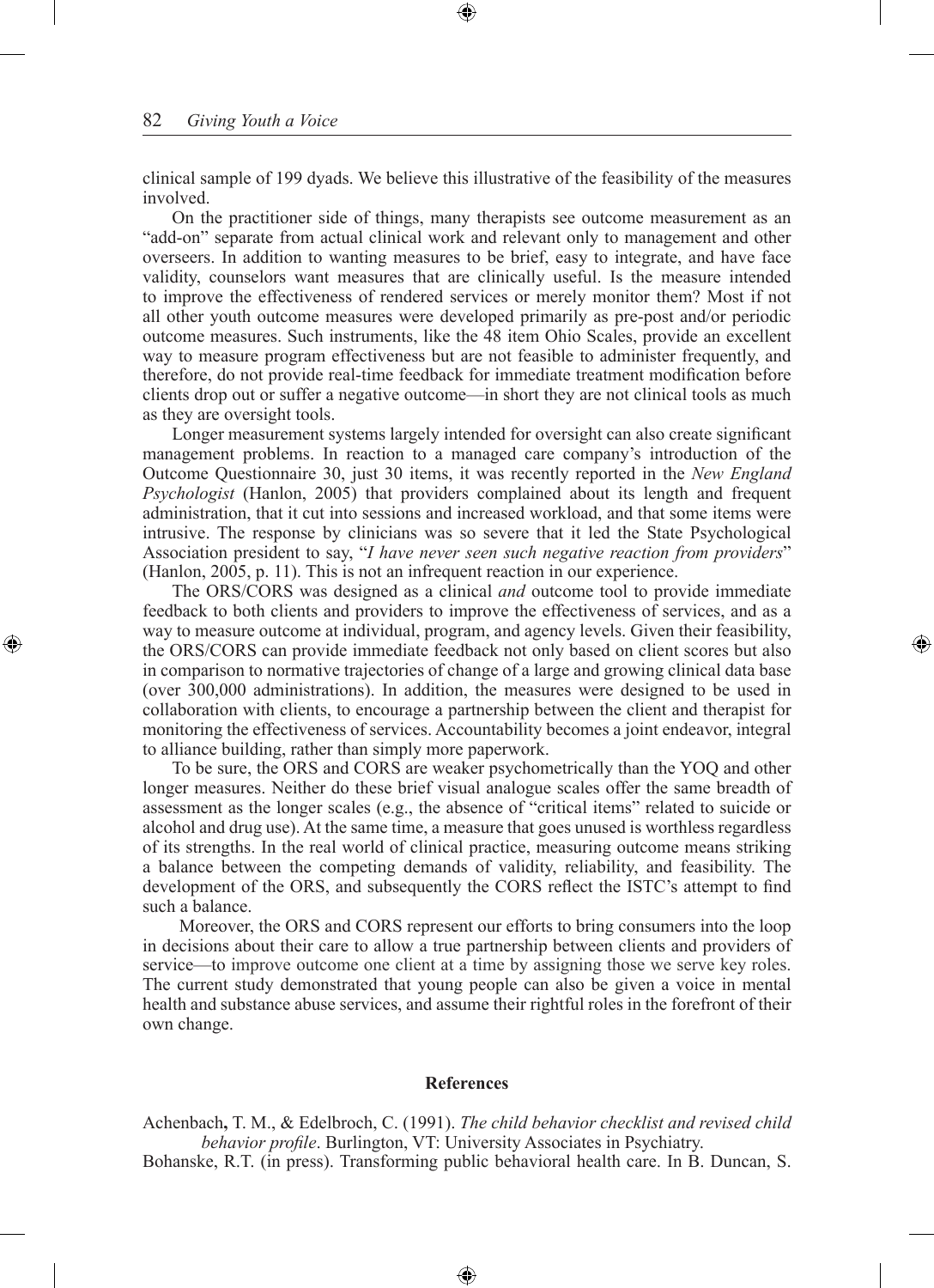clinical sample of 199 dyads. We believe this illustrative of the feasibility of the measures involved.

On the practitioner side of things, many therapists see outcome measurement as an "add-on" separate from actual clinical work and relevant only to management and other overseers. In addition to wanting measures to be brief, easy to integrate, and have face validity, counselors want measures that are clinically useful. Is the measure intended to improve the effectiveness of rendered services or merely monitor them? Most if not all other youth outcome measures were developed primarily as pre-post and/or periodic outcome measures. Such instruments, like the 48 item Ohio Scales, provide an excellent way to measure program effectiveness but are not feasible to administer frequently, and therefore, do not provide real-time feedback for immediate treatment modification before clients drop out or suffer a negative outcome—in short they are not clinical tools as much as they are oversight tools.

Longer measurement systems largely intended for oversight can also create significant management problems. In reaction to a managed care company's introduction of the Outcome Questionnaire 30, just 30 items, it was recently reported in the *New England Psychologist* (Hanlon, 2005) that providers complained about its length and frequent administration, that it cut into sessions and increased workload, and that some items were intrusive. The response by clinicians was so severe that it led the State Psychological Association president to say, "*I have never seen such negative reaction from providers*" (Hanlon, 2005, p. 11). This is not an infrequent reaction in our experience.

The ORS/CORS was designed as a clinical *and* outcome tool to provide immediate feedback to both clients and providers to improve the effectiveness of services, and as a way to measure outcome at individual, program, and agency levels. Given their feasibility, the ORS/CORS can provide immediate feedback not only based on client scores but also in comparison to normative trajectories of change of a large and growing clinical data base (over 300,000 administrations). In addition, the measures were designed to be used in collaboration with clients, to encourage a partnership between the client and therapist for monitoring the effectiveness of services. Accountability becomes a joint endeavor, integral to alliance building, rather than simply more paperwork.

To be sure, the ORS and CORS are weaker psychometrically than the YOQ and other longer measures. Neither do these brief visual analogue scales offer the same breadth of assessment as the longer scales (e.g., the absence of "critical items" related to suicide or alcohol and drug use). At the same time, a measure that goes unused is worthless regardless of its strengths. In the real world of clinical practice, measuring outcome means striking a balance between the competing demands of validity, reliability, and feasibility. The development of the ORS, and subsequently the CORS reflect the ISTC's attempt to find such a balance.

Moreover, the ORS and CORS represent our efforts to bring consumers into the loop in decisions about their care to allow a true partnership between clients and providers of service—to improve outcome one client at a time by assigning those we serve key roles. The current study demonstrated that young people can also be given a voice in mental health and substance abuse services, and assume their rightful roles in the forefront of their own change.

## References

Achenbach, T. M., & Edelbroch, C. (1991). *The child behavior checklist and revised child behavior profile*. Burlington, VT: University Associates in Psychiatry.

Bohanske, R.T. (in press). Transforming public behavioral health care. In B. Duncan, S.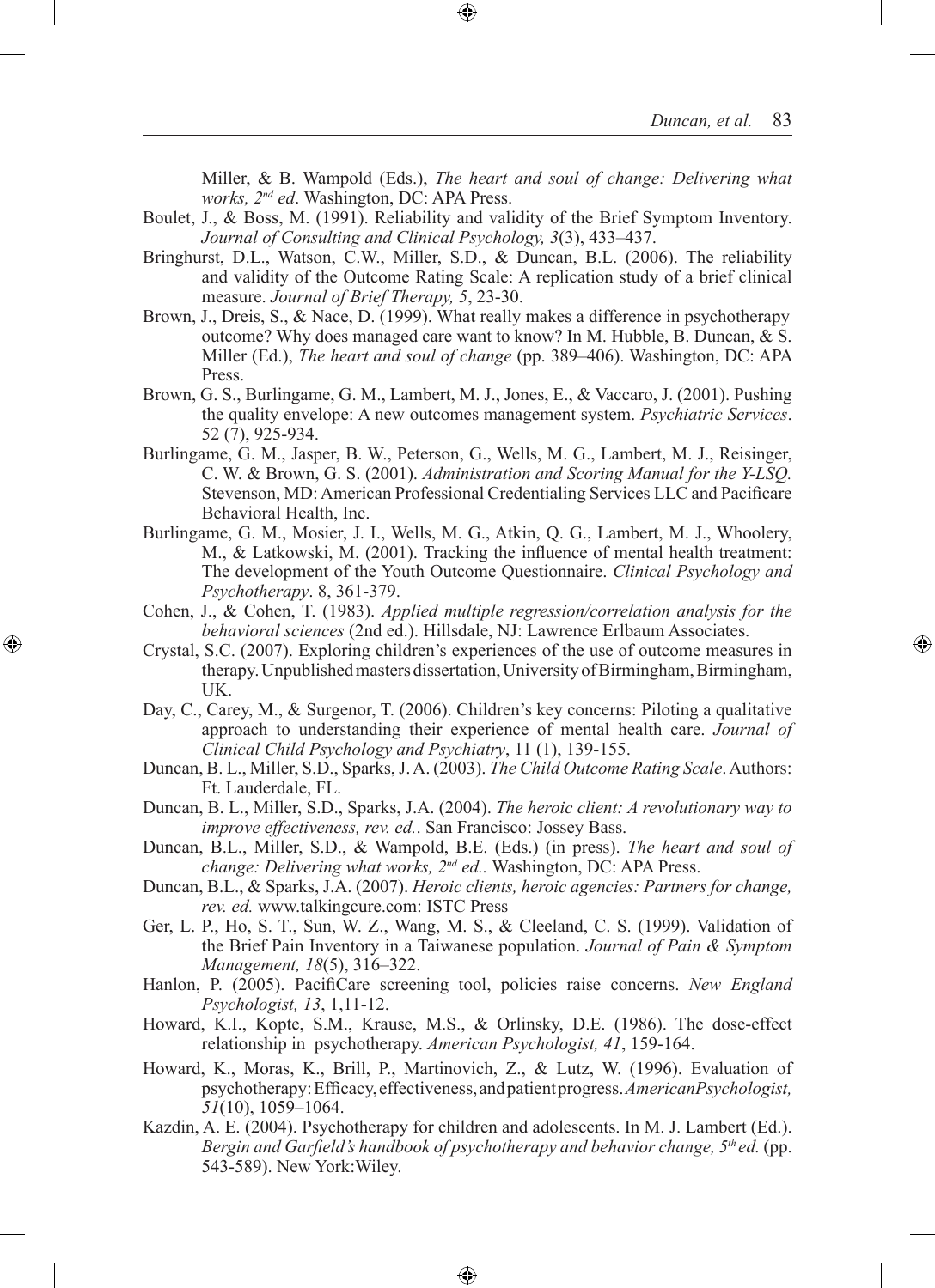Miller, & B. Wampold (Eds.), *The heart and soul of change: Delivering what works, 2nd ed*. Washington, DC: APA Press.

Boulet, J., & Boss, M. (1991). Reliability and validity of the Brief Symptom Inventory. *Journal of Consulting and Clinical Psychology, 3*(3), 433–437.

Bringhurst, D.L., Watson, C.W., Miller, S.D., & Duncan, B.L. (2006). The reliability and validity of the Outcome Rating Scale: A replication study of a brief clinical measure. *Journal of Brief Therapy, 5*, 23-30.

Brown, J., Dreis, S., & Nace, D. (1999). What really makes a difference in psychotherapy outcome? Why does managed care want to know? In M. Hubble, B. Duncan, & S. Miller (Ed.), *The heart and soul of change* (pp. 389–406). Washington, DC: APA Press.

Brown, G. S., Burlingame, G. M., Lambert, M. J., Jones, E., & Vaccaro, J. (2001). Pushing the quality envelope: A new outcomes management system. *Psychiatric Services*. 52 (7), 925-934.

Burlingame, G. M., Jasper, B. W., Peterson, G., Wells, M. G., Lambert, M. J., Reisinger, C. W. & Brown, G. S. (2001). *Administration and Scoring Manual for the Y-LSQ.* Stevenson, MD: American Professional Credentialing Services LLC and Pacificare Behavioral Health, Inc.

Burlingame, G. M., Mosier, J. I., Wells, M. G., Atkin, Q. G., Lambert, M. J., Whoolery, M., & Latkowski, M. (2001). Tracking the influence of mental health treatment: The development of the Youth Outcome Questionnaire. *Clinical Psychology and Psychotherapy*. 8, 361-379.

Cohen, J., & Cohen, T. (1983). *Applied multiple regression/correlation analysis for the behavioral sciences* (2nd ed.). Hillsdale, NJ: Lawrence Erlbaum Associates.

Crystal, S.C. (2007). Exploring children's experiences of the use of outcome measures in therapy. Unpublished masters dissertation, University of Birmingham, Birmingham, UK.

Day, C., Carey, M., & Surgenor, T. (2006). Children's key concerns: Piloting a qualitative approach to understanding their experience of mental health care. *Journal of Clinical Child Psychology and Psychiatry*, 11 (1), 139-155.

Duncan, B. L., Miller, S.D., Sparks, J. A. (2003). *The Child Outcome Rating Scale*. Authors: Ft. Lauderdale, FL.

Duncan, B. L., Miller, S.D., Sparks, J.A. (2004). *The heroic client: A revolutionary way to improve effectiveness, rev. ed.*. San Francisco: Jossey Bass.

Duncan, B.L., Miller, S.D., & Wampold, B.E. (Eds.) (in press). *The heart and soul of change: Delivering what works, 2nd ed..* Washington, DC: APA Press.

Duncan, B.L., & Sparks, J.A. (2007). *Heroic clients, heroic agencies: Partners for change, rev. ed.* www.talkingcure.com: ISTC Press

Ger, L. P., Ho, S. T., Sun, W. Z., Wang, M. S., & Cleeland, C. S. (1999). Validation of the Brief Pain Inventory in a Taiwanese population. *Journal of Pain & Symptom Management, 18*(5), 316–322.

Hanlon, P. (2005). PacifiCare screening tool, policies raise concerns. *New England Psychologist, 13*, 1,11-12.

Howard, K.I., Kopte, S.M., Krause, M.S., & Orlinsky, D.E. (1986). The dose-effect relationship in psychotherapy. *American Psychologist, 41*, 159-164.

Howard, K., Moras, K., Brill, P., Martinovich, Z., & Lutz, W. (1996). Evaluation of psychotherapy: Efficacy, effectiveness, and patient progress. *AmericanPsychologist, 51*(10), 1059–1064.

Kazdin, A. E. (2004). Psychotherapy for children and adolescents. In M. J. Lambert (Ed.). *Bergin and Garfield's handbook of psychotherapy and behavior change, 5th ed.* (pp. 543-589). New York:Wiley.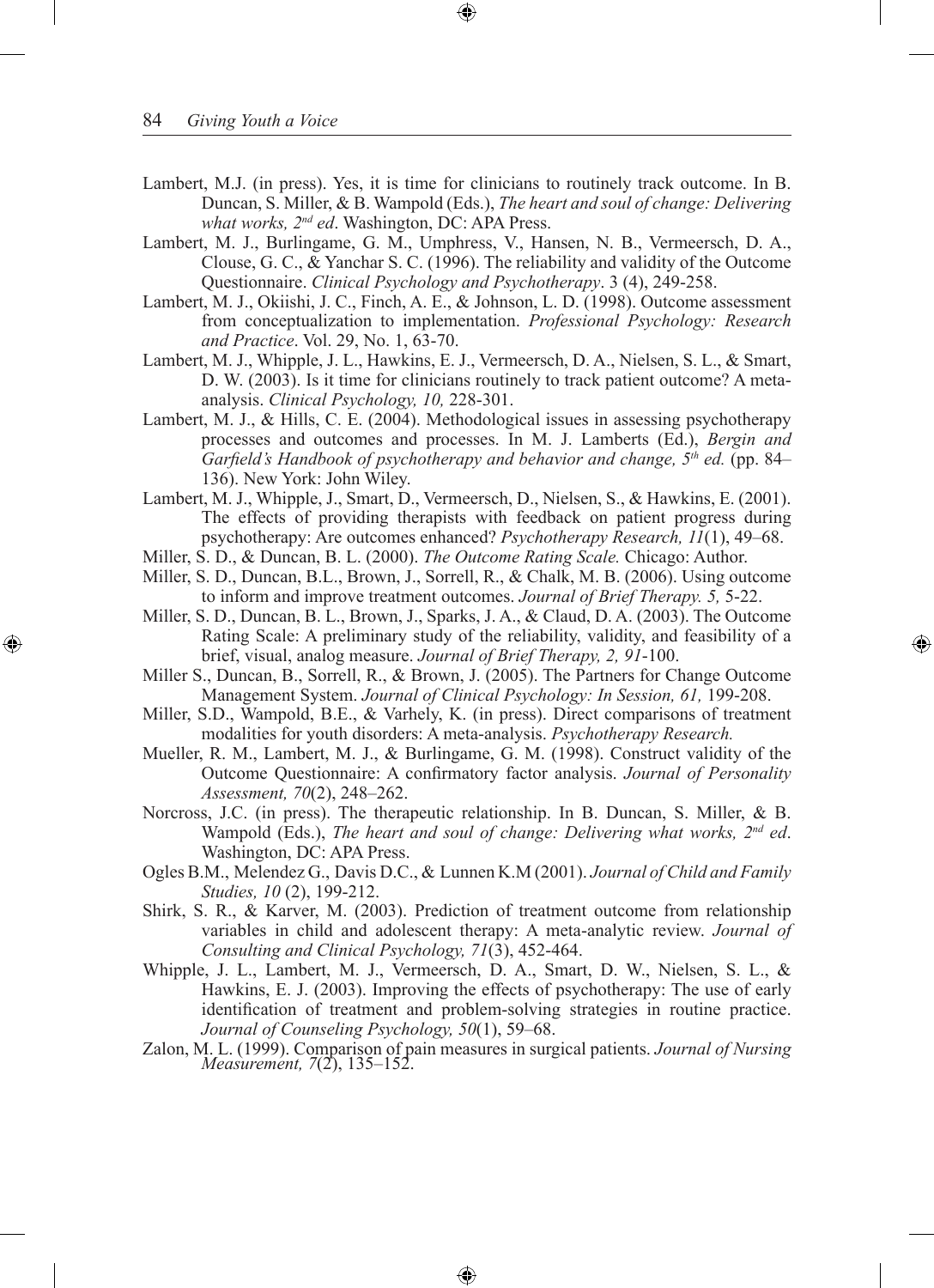Lambert, M.J. (in press). Yes, it is time for clinicians to routinely track outcome. In B. Duncan, S. Miller, & B. Wampold (Eds.), *The heart and soul of change: Delivering what works, 2nd ed*. Washington, DC: APA Press.

Lambert, M. J., Burlingame, G. M., Umphress, V., Hansen, N. B., Vermeersch, D. A., Clouse, G. C., & Yanchar S. C. (1996). The reliability and validity of the Outcome Questionnaire. *Clinical Psychology and Psychotherapy*. 3 (4), 249-258.

Lambert, M. J., Okiishi, J. C., Finch, A. E., & Johnson, L. D. (1998). Outcome assessment from conceptualization to implementation. *Professional Psychology: Research and Practice*. Vol. 29, No. 1, 63-70.

Lambert, M. J., Whipple, J. L., Hawkins, E. J., Vermeersch, D. A., Nielsen, S. L., & Smart, D. W. (2003). Is it time for clinicians routinely to track patient outcome? A meta-analysis. *Clinical Psychology, 10,* 228-301.

Lambert, M. J., & Hills, C. E. (2004). Methodological issues in assessing psychotherapy processes and outcomes and processes. In M. J. Lamberts (Ed.), *Bergin and Garfield's Handbook of psychotherapy and behavior and change, 5th ed.* (pp. 84–136). New York: John Wiley.

Lambert, M. J., Whipple, J., Smart, D., Vermeersch, D., Nielsen, S., & Hawkins, E. (2001). The effects of providing therapists with feedback on patient progress during psychotherapy: Are outcomes enhanced? *Psychotherapy Research, 11*(1), 49–68.

Miller, S. D., & Duncan, B. L. (2000). *The Outcome Rating Scale.* Chicago: Author.

Miller, S. D., Duncan, B.L., Brown, J., Sorrell, R., & Chalk, M. B. (2006). Using outcome to inform and improve treatment outcomes. *Journal of Brief Therapy. 5,* 5-22.

Miller, S. D., Duncan, B. L., Brown, J., Sparks, J. A., & Claud, D. A. (2003). The Outcome Rating Scale: A preliminary study of the reliability, validity, and feasibility of a brief, visual, analog measure. *Journal of Brief Therapy, 2, 91*-100.

Miller S., Duncan, B., Sorrell, R., & Brown, J. (2005). The Partners for Change Outcome Management System. *Journal of Clinical Psychology: In Session, 61,* 199-208.

Miller, S.D., Wampold, B.E., & Varhely, K. (in press). Direct comparisons of treatment modalities for youth disorders: A meta-analysis. *Psychotherapy Research.*

Mueller, R. M., Lambert, M. J., & Burlingame, G. M. (1998). Construct validity of the Outcome Questionnaire: A confirmatory factor analysis. *Journal of Personality Assessment, 70*(2), 248–262.

Norcross, J.C. (in press). The therapeutic relationship. In B. Duncan, S. Miller, & B. Wampold (Eds.), *The heart and soul of change: Delivering what works, 2nd ed*. Washington, DC: APA Press.

Ogles B.M., Melendez G., Davis D.C., & Lunnen K.M (2001). *Journal of Child and Family Studies, 10* (2), 199-212.

Shirk, S. R., & Karver, M. (2003). Prediction of treatment outcome from relationship variables in child and adolescent therapy: A meta-analytic review. *Journal of Consulting and Clinical Psychology, 71*(3), 452-464.

Whipple, J. L., Lambert, M. J., Vermeersch, D. A., Smart, D. W., Nielsen, S. L., & Hawkins, E. J. (2003). Improving the effects of psychotherapy: The use of early identification of treatment and problem-solving strategies in routine practice. *Journal of Counseling Psychology, 50*(1), 59–68.

Zalon, M. L. (1999). Comparison of pain measures in surgical patients. *Journal of Nursing Measurement, 7*(2), 135–152.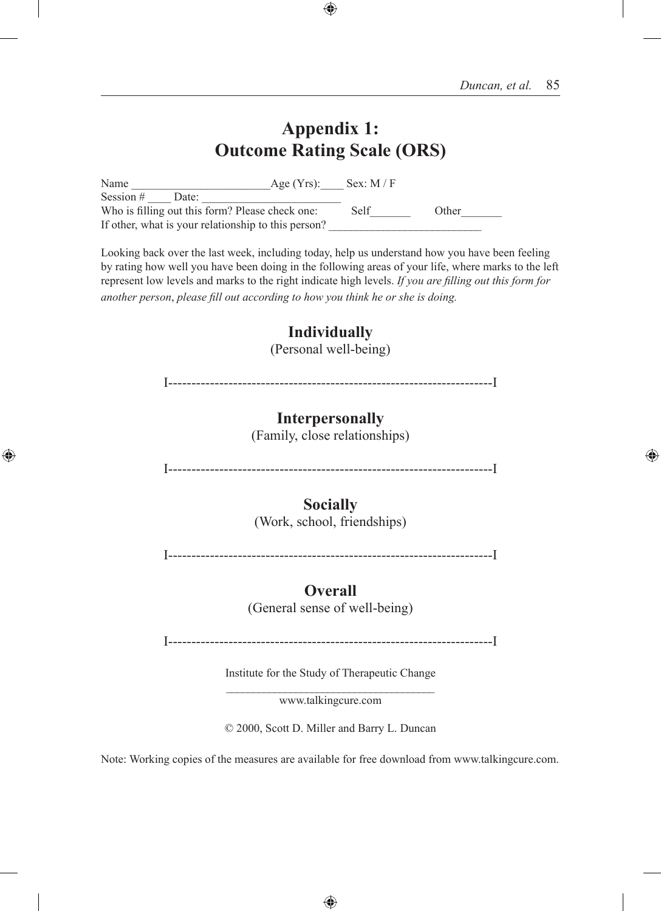# Appendix 1:
# Outcome Rating Scale (ORS)

Name ________________________Age (Yrs):____ Sex: M / F
Session # ____ Date: ________________________
Who is filling out this form? Please check one: Self_______ Other_______
If other, what is your relationship to this person? ___________________________

Looking back over the last week, including today, help us understand how you have been feeling by rating how well you have been doing in the following areas of your life, where marks to the left represent low levels and marks to the right indicate high levels. *If you are filling out this form for another person*, *please fill out according to how you think he or she is doing.*

**Individually**
(Personal well-being)

I----------------------------------------------------------------------I

**Interpersonally**
(Family, close relationships)

I----------------------------------------------------------------------I

**Socially**
(Work, school, friendships)

I----------------------------------------------------------------------I

**Overall**
(General sense of well-being)

I----------------------------------------------------------------------I

Institute for the Study of Therapeutic Change

www.talkingcure.com

© 2000, Scott D. Miller and Barry L. Duncan

Note: Working copies of the measures are available for free download from www.talkingcure.com.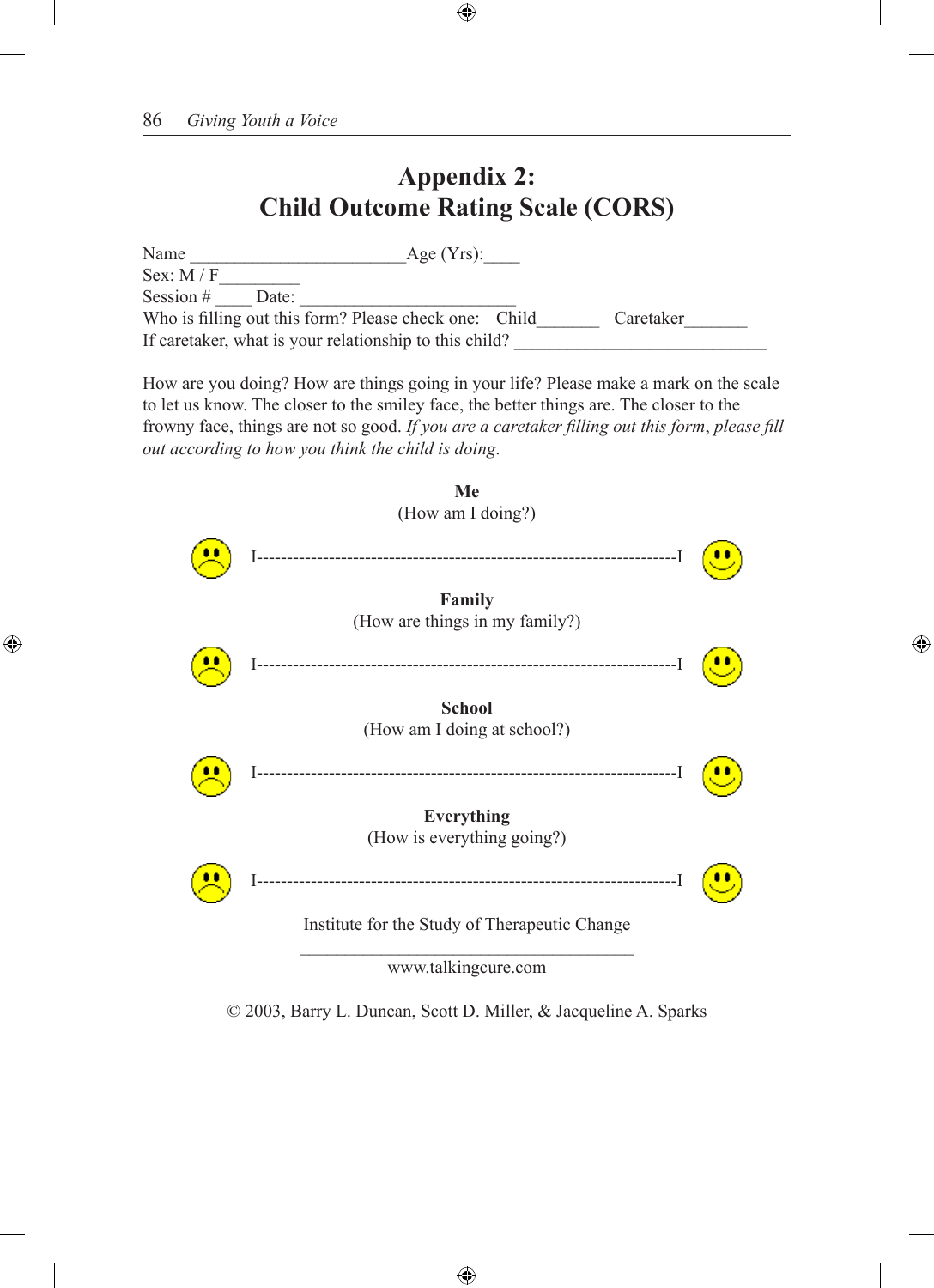# Appendix 2:
# Child Outcome Rating Scale (CORS)

Name ________________________Age (Yrs):____
Sex: M / F_________
Session # ____ Date: ________________________
Who is filling out this form? Please check one: Child_______ Caretaker_______
If caretaker, what is your relationship to this child? ____________________________

How are you doing? How are things going in your life? Please make a mark on the scale to let us know. The closer to the smiley face, the better things are. The closer to the frowny face, things are not so good. *If you are a caretaker filling out this form, please fill out according to how you think the child is doing.*

**Me**
(How am I doing?)

I-------------------------------------------------------------------I

**Family**
(How are things in my family?)

I-------------------------------------------------------------------I

**School**
(How am I doing at school?)

I-------------------------------------------------------------------I

**Everything**
(How is everything going?)

I-------------------------------------------------------------------I

Institute for the Study of Therapeutic Change

www.talkingcure.com

© 2003, Barry L. Duncan, Scott D. Miller, & Jacqueline A. Sparks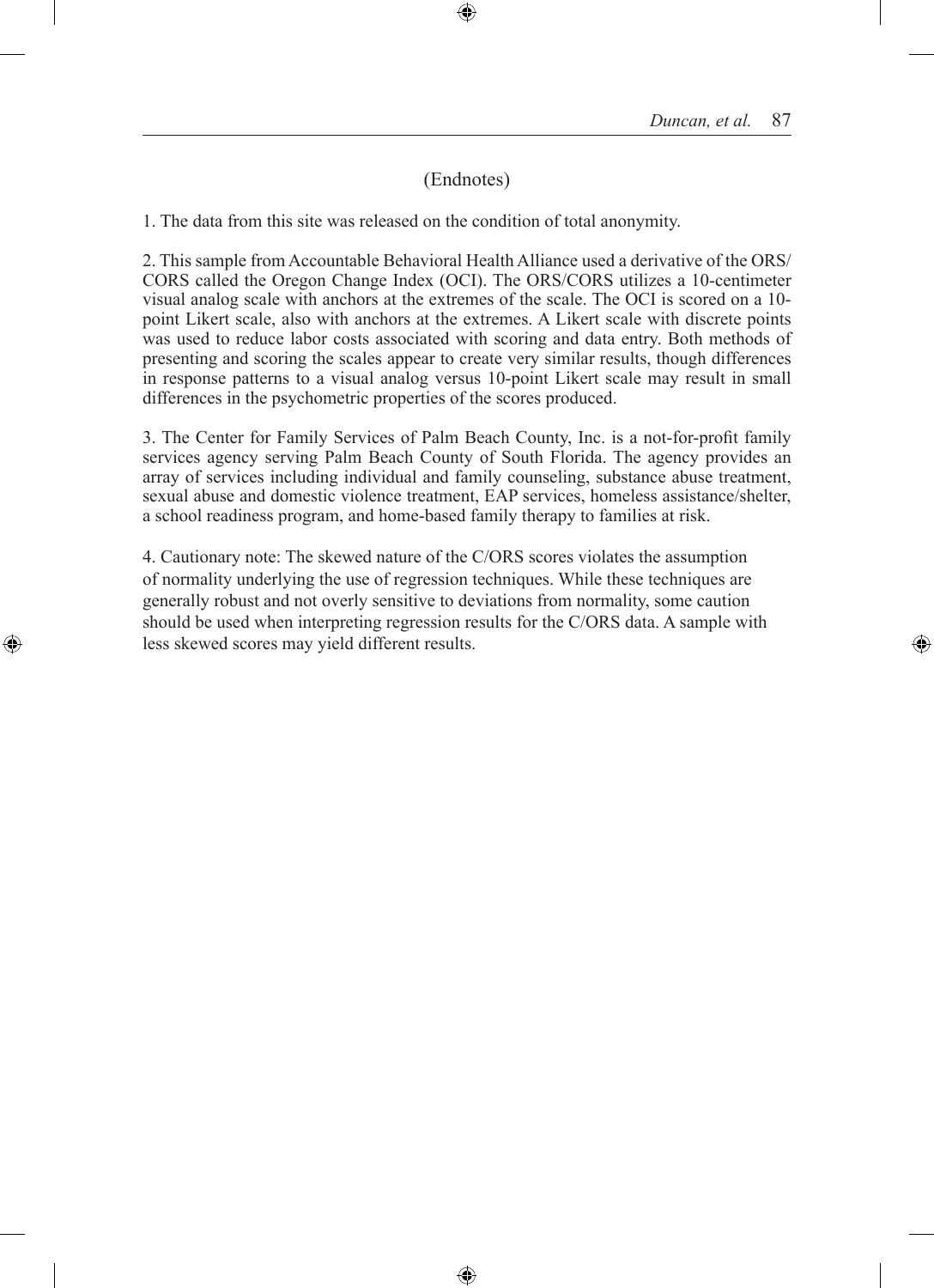## (Endnotes)

1. The data from this site was released on the condition of total anonymity.

2. This sample from Accountable Behavioral Health Alliance used a derivative of the ORS/CORS called the Oregon Change Index (OCI). The ORS/CORS utilizes a 10-centimeter visual analog scale with anchors at the extremes of the scale. The OCI is scored on a 10-point Likert scale, also with anchors at the extremes. A Likert scale with discrete points was used to reduce labor costs associated with scoring and data entry. Both methods of presenting and scoring the scales appear to create very similar results, though differences in response patterns to a visual analog versus 10-point Likert scale may result in small differences in the psychometric properties of the scores produced.

3. The Center for Family Services of Palm Beach County, Inc. is a not-for-profit family services agency serving Palm Beach County of South Florida. The agency provides an array of services including individual and family counseling, substance abuse treatment, sexual abuse and domestic violence treatment, EAP services, homeless assistance/shelter, a school readiness program, and home-based family therapy to families at risk.

4. Cautionary note: The skewed nature of the C/ORS scores violates the assumption of normality underlying the use of regression techniques. While these techniques are generally robust and not overly sensitive to deviations from normality, some caution should be used when interpreting regression results for the C/ORS data. A sample with less skewed scores may yield different results.